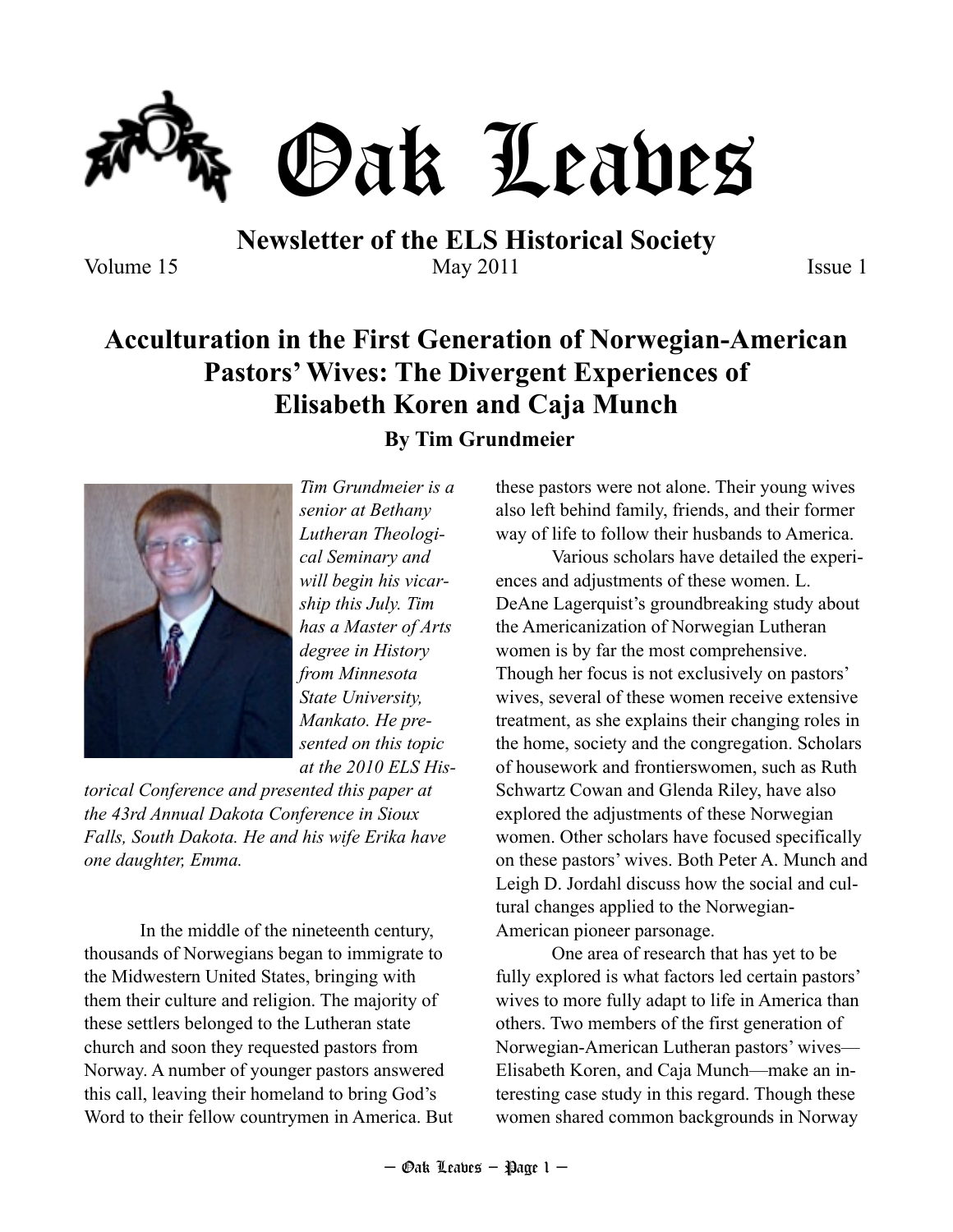# Oak Leaves

**Newsletter of the ELS Historical Society**

Volume 15 May 2011 Issue 1

## Acculturation in the First Generation of Norwegian-American Pastors' Wives: The Divergent Experiences of Elisabeth Koren and Caja Munch

**By Tim Grundmeier**

*Tim Grundmeier is a senior at Bethany Lutheran Theological Seminary and will begin his vicarship this July. Tim has a Master of Arts degree in History from Minnesota State University, Mankato. He presented on this topic at the 2010 ELS Historical Conference and presented this paper at the 43rd Annual Dakota Conference in Sioux Falls, South Dakota. He and his wife Erika have one daughter, Emma.*

In the middle of the nineteenth century, thousands of Norwegians began to immigrate to the Midwestern United States, bringing with them their culture and religion. The majority of these settlers belonged to the Lutheran state church and soon they requested pastors from Norway. A number of younger pastors answered this call, leaving their homeland to bring God's Word to their fellow countrymen in America. But these pastors were not alone. Their young wives also left behind family, friends, and their former way of life to follow their husbands to America.

Various scholars have detailed the experiences and adjustments of these women. L. DeAne Lagerquist's groundbreaking study about the Americanization of Norwegian Lutheran women is by far the most comprehensive. Though her focus is not exclusively on pastors' wives, several of these women receive extensive treatment, as she explains their changing roles in the home, society and the congregation. Scholars of housework and frontierswomen, such as Ruth Schwartz Cowan and Glenda Riley, have also explored the adjustments of these Norwegian women. Other scholars have focused specifically on these pastors' wives. Both Peter A. Munch and Leigh D. Jordahl discuss how the social and cultural changes applied to the Norwegian-American pioneer parsonage.

One area of research that has yet to be fully explored is what factors led certain pastors' wives to more fully adapt to life in America than others. Two members of the first generation of Norwegian-American Lutheran pastors' wives—Elisabeth Koren, and Caja Munch—make an interesting case study in this regard. Though these women shared common backgrounds in Norway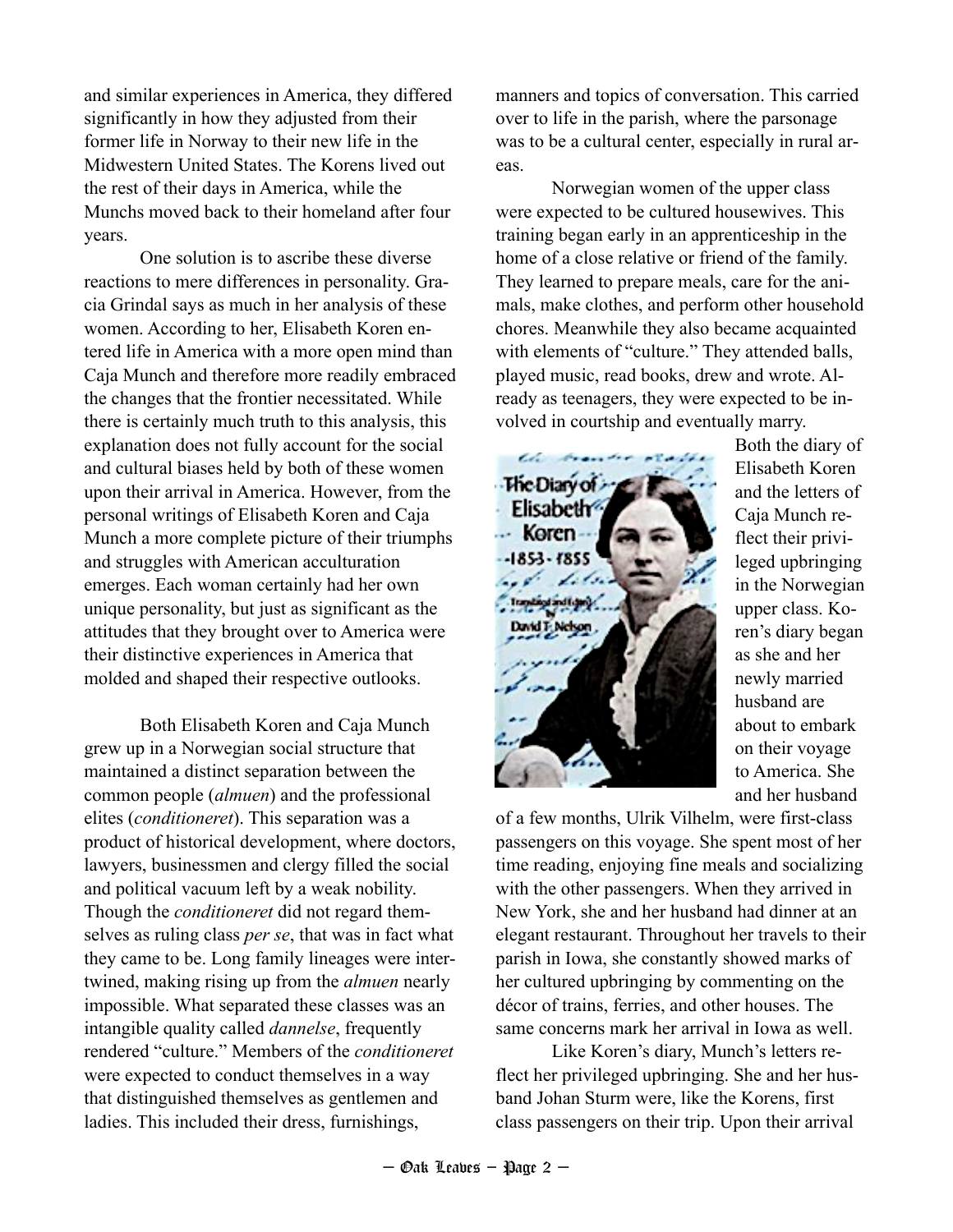and similar experiences in America, they differed significantly in how they adjusted from their former life in Norway to their new life in the Midwestern United States. The Korens lived out the rest of their days in America, while the Munchs moved back to their homeland after four years.

One solution is to ascribe these diverse reactions to mere differences in personality. Gracia Grindal says as much in her analysis of these women. According to her, Elisabeth Koren entered life in America with a more open mind than Caja Munch and therefore more readily embraced the changes that the frontier necessitated. While there is certainly much truth to this analysis, this explanation does not fully account for the social and cultural biases held by both of these women upon their arrival in America. However, from the personal writings of Elisabeth Koren and Caja Munch a more complete picture of their triumphs and struggles with American acculturation emerges. Each woman certainly had her own unique personality, but just as significant as the attitudes that they brought over to America were their distinctive experiences in America that molded and shaped their respective outlooks.

Both Elisabeth Koren and Caja Munch grew up in a Norwegian social structure that maintained a distinct separation between the common people (*almuen*) and the professional elites (*conditioneret*). This separation was a product of historical development, where doctors, lawyers, businessmen and clergy filled the social and political vacuum left by a weak nobility. Though the *conditioneret* did not regard themselves as ruling class *per se*, that was in fact what they came to be. Long family lineages were intertwined, making rising up from the *almuen* nearly impossible. What separated these classes was an intangible quality called *dannelse*, frequently rendered "culture." Members of the *conditioneret* were expected to conduct themselves in a way that distinguished themselves as gentlemen and ladies. This included their dress, furnishings, manners and topics of conversation. This carried over to life in the parish, where the parsonage was to be a cultural center, especially in rural areas.

Norwegian women of the upper class were expected to be cultured housewives. This training began early in an apprenticeship in the home of a close relative or friend of the family. They learned to prepare meals, care for the animals, make clothes, and perform other household chores. Meanwhile they also became acquainted with elements of "culture." They attended balls, played music, read books, drew and wrote. Already as teenagers, they were expected to be involved in courtship and eventually marry.

Both the diary of Elisabeth Koren and the letters of Caja Munch reflect their privileged upbringing in the Norwegian upper class. Koren's diary began as she and her newly married husband are about to embark on their voyage to America. She and her husband of a few months, Ulrik Vilhelm, were first-class passengers on this voyage. She spent most of her time reading, enjoying fine meals and socializing with the other passengers. When they arrived in New York, she and her husband had dinner at an elegant restaurant. Throughout her travels to their parish in Iowa, she constantly showed marks of her cultured upbringing by commenting on the décor of trains, ferries, and other houses. The same concerns mark her arrival in Iowa as well.

Like Koren's diary, Munch's letters reflect her privileged upbringing. She and her husband Johan Sturm were, like the Korens, first class passengers on their trip. Upon their arrival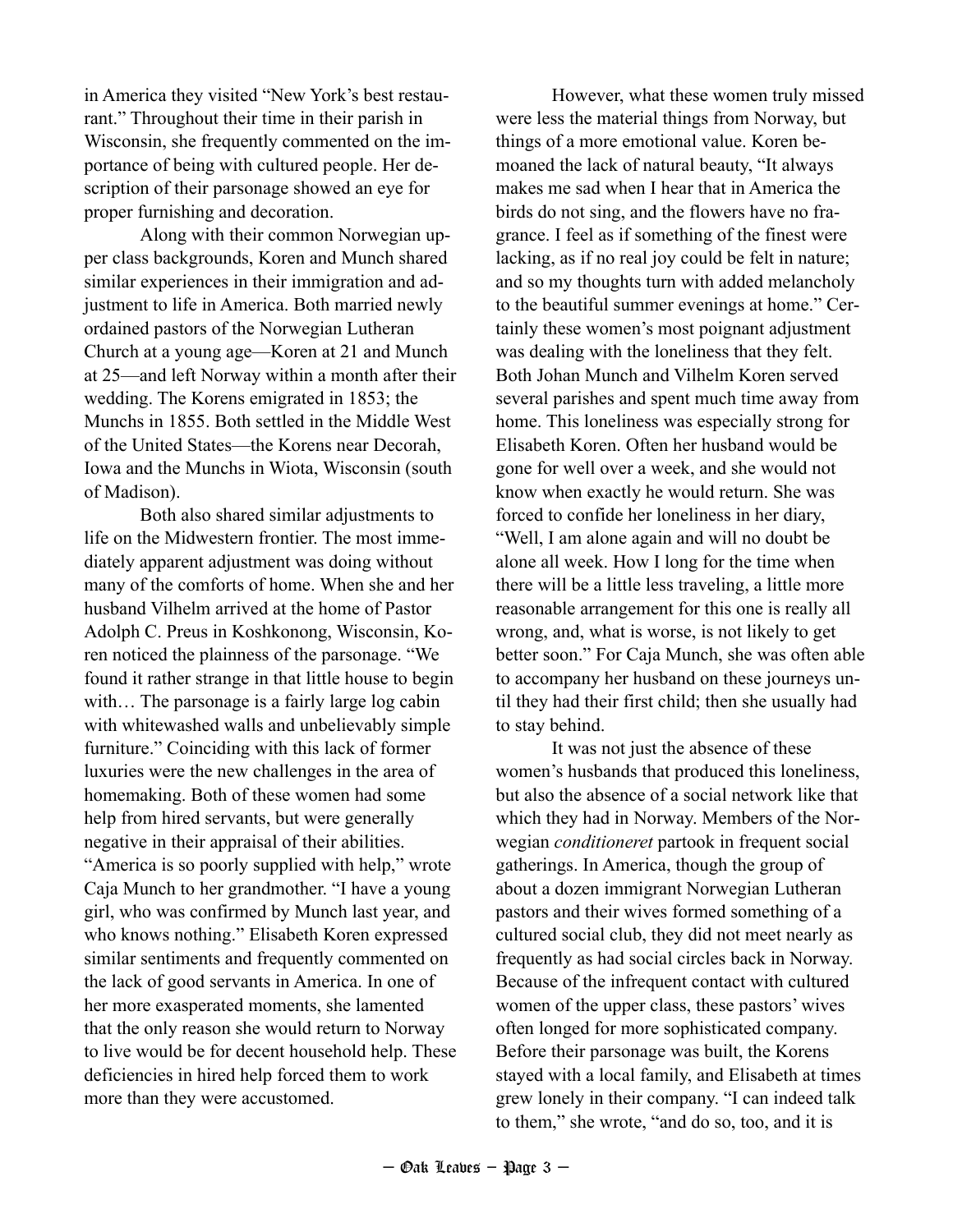in America they visited "New York's best restaurant." Throughout their time in their parish in Wisconsin, she frequently commented on the importance of being with cultured people. Her description of their parsonage showed an eye for proper furnishing and decoration.

Along with their common Norwegian upper class backgrounds, Koren and Munch shared similar experiences in their immigration and adjustment to life in America. Both married newly ordained pastors of the Norwegian Lutheran Church at a young age—Koren at 21 and Munch at 25—and left Norway within a month after their wedding. The Korens emigrated in 1853; the Munchs in 1855. Both settled in the Middle West of the United States—the Korens near Decorah, Iowa and the Munchs in Wiota, Wisconsin (south of Madison).

Both also shared similar adjustments to life on the Midwestern frontier. The most immediately apparent adjustment was doing without many of the comforts of home. When she and her husband Vilhelm arrived at the home of Pastor Adolph C. Preus in Koshkonong, Wisconsin, Koren noticed the plainness of the parsonage. "We found it rather strange in that little house to begin with… The parsonage is a fairly large log cabin with whitewashed walls and unbelievably simple furniture." Coinciding with this lack of former luxuries were the new challenges in the area of homemaking. Both of these women had some help from hired servants, but were generally negative in their appraisal of their abilities. "America is so poorly supplied with help," wrote Caja Munch to her grandmother. "I have a young girl, who was confirmed by Munch last year, and who knows nothing." Elisabeth Koren expressed similar sentiments and frequently commented on the lack of good servants in America. In one of her more exasperated moments, she lamented that the only reason she would return to Norway to live would be for decent household help. These deficiencies in hired help forced them to work more than they were accustomed.

However, what these women truly missed were less the material things from Norway, but things of a more emotional value. Koren bemoaned the lack of natural beauty, "It always makes me sad when I hear that in America the birds do not sing, and the flowers have no fragrance. I feel as if something of the finest were lacking, as if no real joy could be felt in nature; and so my thoughts turn with added melancholy to the beautiful summer evenings at home." Certainly these women's most poignant adjustment was dealing with the loneliness that they felt. Both Johan Munch and Vilhelm Koren served several parishes and spent much time away from home. This loneliness was especially strong for Elisabeth Koren. Often her husband would be gone for well over a week, and she would not know when exactly he would return. She was forced to confide her loneliness in her diary, "Well, I am alone again and will no doubt be alone all week. How I long for the time when there will be a little less traveling, a little more reasonable arrangement for this one is really all wrong, and, what is worse, is not likely to get better soon." For Caja Munch, she was often able to accompany her husband on these journeys until they had their first child; then she usually had to stay behind.

It was not just the absence of these women's husbands that produced this loneliness, but also the absence of a social network like that which they had in Norway. Members of the Norwegian *conditioneret* partook in frequent social gatherings. In America, though the group of about a dozen immigrant Norwegian Lutheran pastors and their wives formed something of a cultured social club, they did not meet nearly as frequently as had social circles back in Norway. Because of the infrequent contact with cultured women of the upper class, these pastors' wives often longed for more sophisticated company. Before their parsonage was built, the Korens stayed with a local family, and Elisabeth at times grew lonely in their company. "I can indeed talk to them," she wrote, "and do so, too, and it is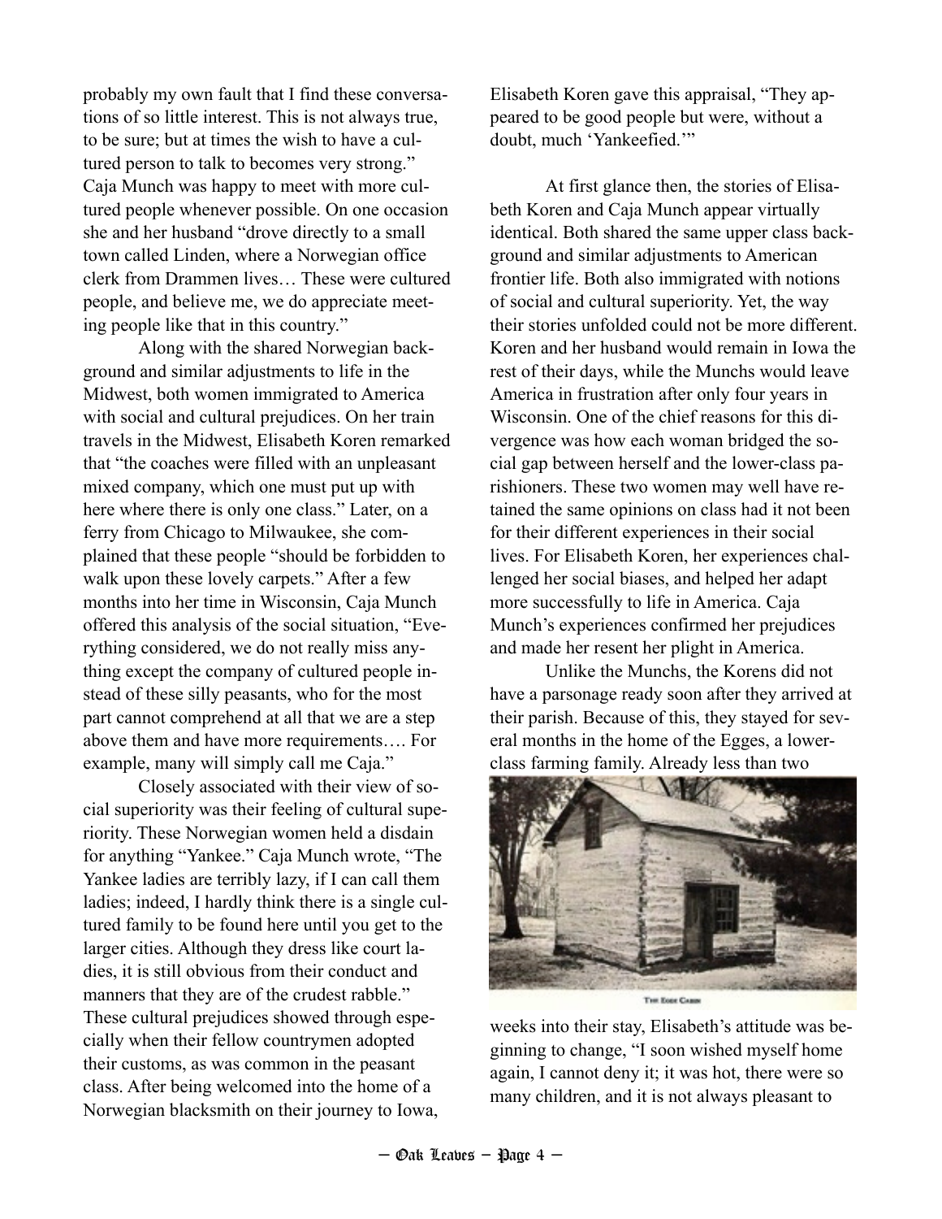probably my own fault that I find these conversations of so little interest. This is not always true, to be sure; but at times the wish to have a cultured person to talk to becomes very strong." Caja Munch was happy to meet with more cultured people whenever possible. On one occasion she and her husband "drove directly to a small town called Linden, where a Norwegian office clerk from Drammen lives… These were cultured people, and believe me, we do appreciate meeting people like that in this country."

Along with the shared Norwegian background and similar adjustments to life in the Midwest, both women immigrated to America with social and cultural prejudices. On her train travels in the Midwest, Elisabeth Koren remarked that "the coaches were filled with an unpleasant mixed company, which one must put up with here where there is only one class." Later, on a ferry from Chicago to Milwaukee, she complained that these people "should be forbidden to walk upon these lovely carpets." After a few months into her time in Wisconsin, Caja Munch offered this analysis of the social situation, "Everything considered, we do not really miss anything except the company of cultured people instead of these silly peasants, who for the most part cannot comprehend at all that we are a step above them and have more requirements…. For example, many will simply call me Caja."

Closely associated with their view of social superiority was their feeling of cultural superiority. These Norwegian women held a disdain for anything "Yankee." Caja Munch wrote, "The Yankee ladies are terribly lazy, if I can call them ladies; indeed, I hardly think there is a single cultured family to be found here until you get to the larger cities. Although they dress like court ladies, it is still obvious from their conduct and manners that they are of the crudest rabble." These cultural prejudices showed through especially when their fellow countrymen adopted their customs, as was common in the peasant class. After being welcomed into the home of a Norwegian blacksmith on their journey to Iowa, Elisabeth Koren gave this appraisal, "They appeared to be good people but were, without a doubt, much 'Yankeefied.'"

At first glance then, the stories of Elisabeth Koren and Caja Munch appear virtually identical. Both shared the same upper class background and similar adjustments to American frontier life. Both also immigrated with notions of social and cultural superiority. Yet, the way their stories unfolded could not be more different. Koren and her husband would remain in Iowa the rest of their days, while the Munchs would leave America in frustration after only four years in Wisconsin. One of the chief reasons for this divergence was how each woman bridged the social gap between herself and the lower-class parishioners. These two women may well have retained the same opinions on class had it not been for their different experiences in their social lives. For Elisabeth Koren, her experiences challenged her social biases, and helped her adapt more successfully to life in America. Caja Munch's experiences confirmed her prejudices and made her resent her plight in America.

Unlike the Munchs, the Korens did not have a parsonage ready soon after they arrived at their parish. Because of this, they stayed for several months in the home of the Egges, a lower-class farming family. Already less than two weeks into their stay, Elisabeth's attitude was beginning to change, "I soon wished myself home again, I cannot deny it; it was hot, there were so many children, and it is not always pleasant to

The Egge Cabin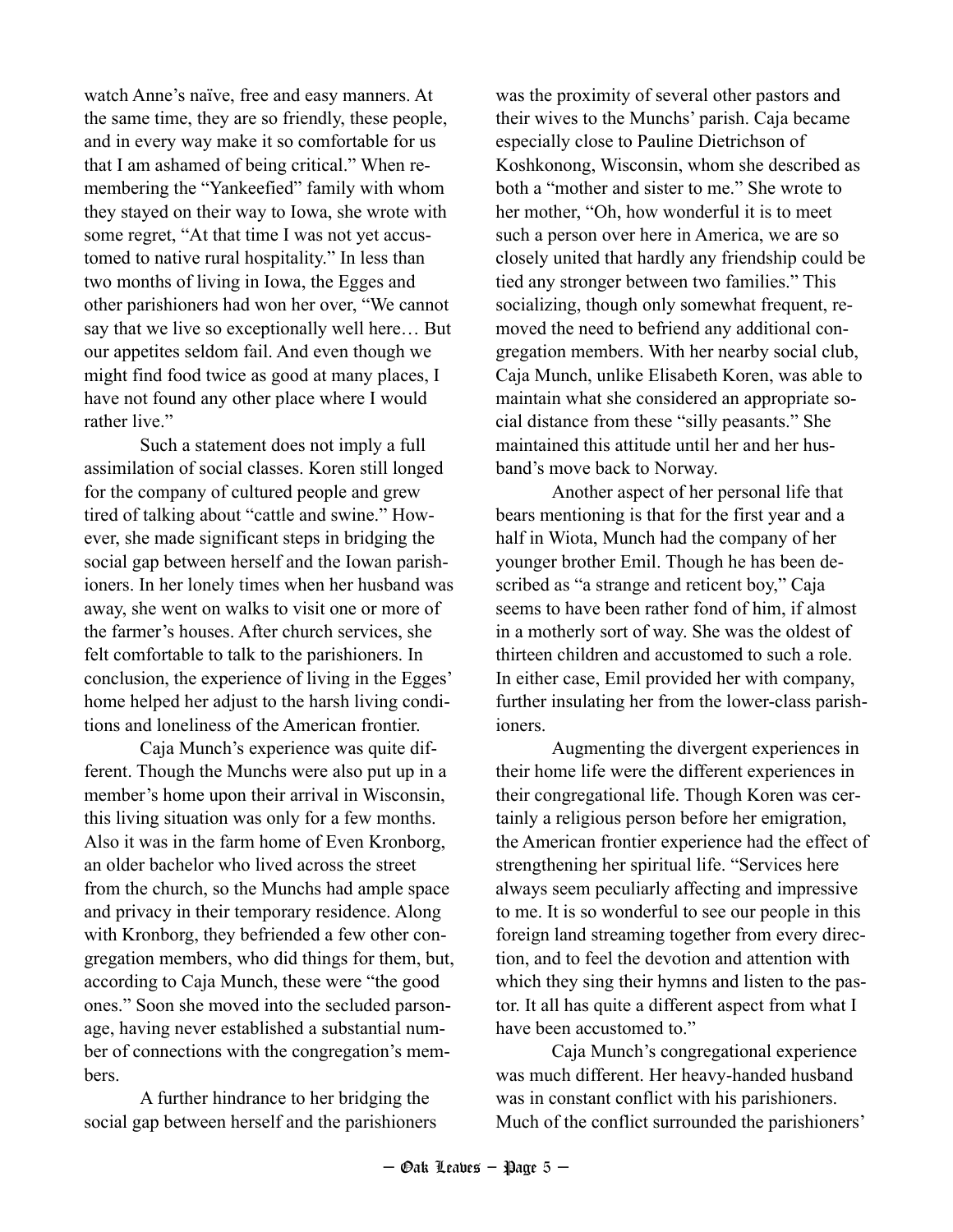watch Anne's naïve, free and easy manners. At the same time, they are so friendly, these people, and in every way make it so comfortable for us that I am ashamed of being critical." When remembering the "Yankeefied" family with whom they stayed on their way to Iowa, she wrote with some regret, "At that time I was not yet accustomed to native rural hospitality." In less than two months of living in Iowa, the Egges and other parishioners had won her over, "We cannot say that we live so exceptionally well here… But our appetites seldom fail. And even though we might find food twice as good at many places, I have not found any other place where I would rather live."

Such a statement does not imply a full assimilation of social classes. Koren still longed for the company of cultured people and grew tired of talking about "cattle and swine." However, she made significant steps in bridging the social gap between herself and the Iowan parishioners. In her lonely times when her husband was away, she went on walks to visit one or more of the farmer's houses. After church services, she felt comfortable to talk to the parishioners. In conclusion, the experience of living in the Egges' home helped her adjust to the harsh living conditions and loneliness of the American frontier.

Caja Munch's experience was quite different. Though the Munchs were also put up in a member's home upon their arrival in Wisconsin, this living situation was only for a few months. Also it was in the farm home of Even Kronborg, an older bachelor who lived across the street from the church, so the Munchs had ample space and privacy in their temporary residence. Along with Kronborg, they befriended a few other congregation members, who did things for them, but, according to Caja Munch, these were "the good ones." Soon she moved into the secluded parsonage, having never established a substantial number of connections with the congregation's members.

A further hindrance to her bridging the social gap between herself and the parishioners was the proximity of several other pastors and their wives to the Munchs' parish. Caja became especially close to Pauline Dietrichson of Koshkonong, Wisconsin, whom she described as both a "mother and sister to me." She wrote to her mother, "Oh, how wonderful it is to meet such a person over here in America, we are so closely united that hardly any friendship could be tied any stronger between two families." This socializing, though only somewhat frequent, removed the need to befriend any additional congregation members. With her nearby social club, Caja Munch, unlike Elisabeth Koren, was able to maintain what she considered an appropriate social distance from these "silly peasants." She maintained this attitude until her and her husband's move back to Norway.

Another aspect of her personal life that bears mentioning is that for the first year and a half in Wiota, Munch had the company of her younger brother Emil. Though he has been described as "a strange and reticent boy," Caja seems to have been rather fond of him, if almost in a motherly sort of way. She was the oldest of thirteen children and accustomed to such a role. In either case, Emil provided her with company, further insulating her from the lower-class parishioners.

Augmenting the divergent experiences in their home life were the different experiences in their congregational life. Though Koren was certainly a religious person before her emigration, the American frontier experience had the effect of strengthening her spiritual life. "Services here always seem peculiarly affecting and impressive to me. It is so wonderful to see our people in this foreign land streaming together from every direction, and to feel the devotion and attention with which they sing their hymns and listen to the pastor. It all has quite a different aspect from what I have been accustomed to."

Caja Munch's congregational experience was much different. Her heavy-handed husband was in constant conflict with his parishioners. Much of the conflict surrounded the parishioners'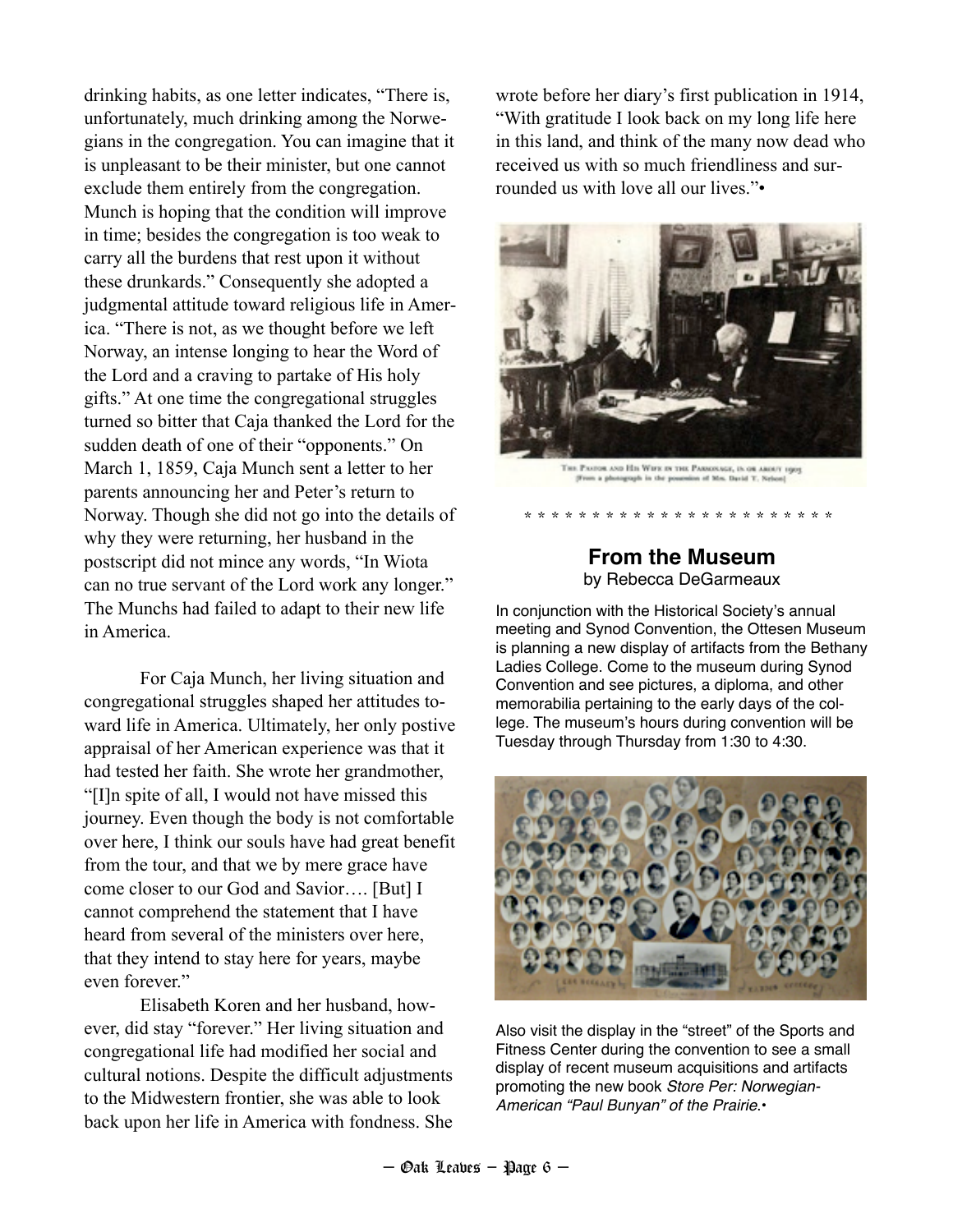drinking habits, as one letter indicates, "There is, unfortunately, much drinking among the Norwegians in the congregation. You can imagine that it is unpleasant to be their minister, but one cannot exclude them entirely from the congregation. Munch is hoping that the condition will improve in time; besides the congregation is too weak to carry all the burdens that rest upon it without these drunkards." Consequently she adopted a judgmental attitude toward religious life in America. "There is not, as we thought before we left Norway, an intense longing to hear the Word of the Lord and a craving to partake of His holy gifts." At one time the congregational struggles turned so bitter that Caja thanked the Lord for the sudden death of one of their "opponents." On March 1, 1859, Caja Munch sent a letter to her parents announcing her and Peter's return to Norway. Though she did not go into the details of why they were returning, her husband in the postscript did not mince any words, "In Wiota can no true servant of the Lord work any longer." The Munchs had failed to adapt to their new life in America.

For Caja Munch, her living situation and congregational struggles shaped her attitudes toward life in America. Ultimately, her only postive appraisal of her American experience was that it had tested her faith. She wrote her grandmother, "[I]n spite of all, I would not have missed this journey. Even though the body is not comfortable over here, I think our souls have had great benefit from the tour, and that we by mere grace have come closer to our God and Savior…. [But] I cannot comprehend the statement that I have heard from several of the ministers over here, that they intend to stay here for years, maybe even forever."

Elisabeth Koren and her husband, however, did stay "forever." Her living situation and congregational life had modified her social and cultural notions. Despite the difficult adjustments to the Midwestern frontier, she was able to look back upon her life in America with fondness. She wrote before her diary's first publication in 1914, "With gratitude I look back on my long life here in this land, and think of the many now dead who received us with so much friendliness and surrounded us with love all our lives."•

THE PASTOR AND HIS WIFE IN THE PARSONAGE, IN OR ABOUT 1905
[From a photograph in the possession of Mrs. David T. Nelson]

\* \* \* \* \* \* \* \* \* \* \* \* \* \* \* \* \* \* \* \* \* \* \*

## From the Museum

by Rebecca DeGarmeaux

In conjunction with the Historical Society's annual meeting and Synod Convention, the Ottesen Museum is planning a new display of artifacts from the Bethany Ladies College. Come to the museum during Synod Convention and see pictures, a diploma, and other memorabilia pertaining to the early days of the college. The museum's hours during convention will be Tuesday through Thursday from 1:30 to 4:30.

Also visit the display in the "street" of the Sports and Fitness Center during the convention to see a small display of recent museum acquisitions and artifacts promoting the new book *Store Per: Norwegian-American "Paul Bunyan" of the Prairie.*•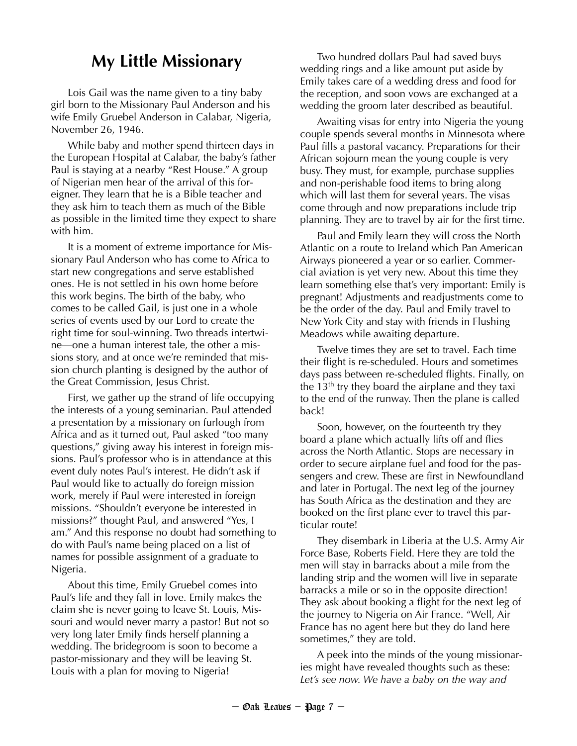# My Little Missionary

Lois Gail was the name given to a tiny baby girl born to the Missionary Paul Anderson and his wife Emily Gruebel Anderson in Calabar, Nigeria, November 26, 1946.

While baby and mother spend thirteen days in the European Hospital at Calabar, the baby's father Paul is staying at a nearby "Rest House." A group of Nigerian men hear of the arrival of this foreigner. They learn that he is a Bible teacher and they ask him to teach them as much of the Bible as possible in the limited time they expect to share with him.

It is a moment of extreme importance for Missionary Paul Anderson who has come to Africa to start new congregations and serve established ones. He is not settled in his own home before this work begins. The birth of the baby, who comes to be called Gail, is just one in a whole series of events used by our Lord to create the right time for soul-winning. Two threads intertwine—one a human interest tale, the other a missions story, and at once we're reminded that mission church planting is designed by the author of the Great Commission, Jesus Christ.

First, we gather up the strand of life occupying the interests of a young seminarian. Paul attended a presentation by a missionary on furlough from Africa and as it turned out, Paul asked "too many questions," giving away his interest in foreign missions. Paul's professor who is in attendance at this event duly notes Paul's interest. He didn't ask if Paul would like to actually do foreign mission work, merely if Paul were interested in foreign missions. "Shouldn't everyone be interested in missions?" thought Paul, and answered "Yes, I am." And this response no doubt had something to do with Paul's name being placed on a list of names for possible assignment of a graduate to Nigeria.

About this time, Emily Gruebel comes into Paul's life and they fall in love. Emily makes the claim she is never going to leave St. Louis, Missouri and would never marry a pastor! But not so very long later Emily finds herself planning a wedding. The bridegroom is soon to become a pastor-missionary and they will be leaving St. Louis with a plan for moving to Nigeria!

Two hundred dollars Paul had saved buys wedding rings and a like amount put aside by Emily takes care of a wedding dress and food for the reception, and soon vows are exchanged at a wedding the groom later described as beautiful.

Awaiting visas for entry into Nigeria the young couple spends several months in Minnesota where Paul fills a pastoral vacancy. Preparations for their African sojourn mean the young couple is very busy. They must, for example, purchase supplies and non-perishable food items to bring along which will last them for several years. The visas come through and now preparations include trip planning. They are to travel by air for the first time.

Paul and Emily learn they will cross the North Atlantic on a route to Ireland which Pan American Airways pioneered a year or so earlier. Commercial aviation is yet very new. About this time they learn something else that's very important: Emily is pregnant! Adjustments and readjustments come to be the order of the day. Paul and Emily travel to New York City and stay with friends in Flushing Meadows while awaiting departure.

Twelve times they are set to travel. Each time their flight is re-scheduled. Hours and sometimes days pass between re-scheduled flights. Finally, on the 13th try they board the airplane and they taxi to the end of the runway. Then the plane is called back!

Soon, however, on the fourteenth try they board a plane which actually lifts off and flies across the North Atlantic. Stops are necessary in order to secure airplane fuel and food for the passengers and crew. These are first in Newfoundland and later in Portugal. The next leg of the journey has South Africa as the destination and they are booked on the first plane ever to travel this particular route!

They disembark in Liberia at the U.S. Army Air Force Base, Roberts Field. Here they are told the men will stay in barracks about a mile from the landing strip and the women will live in separate barracks a mile or so in the opposite direction! They ask about booking a flight for the next leg of the journey to Nigeria on Air France. "Well, Air France has no agent here but they do land here sometimes," they are told.

A peek into the minds of the young missionaries might have revealed thoughts such as these: *Let's see now. We have a baby on the way and*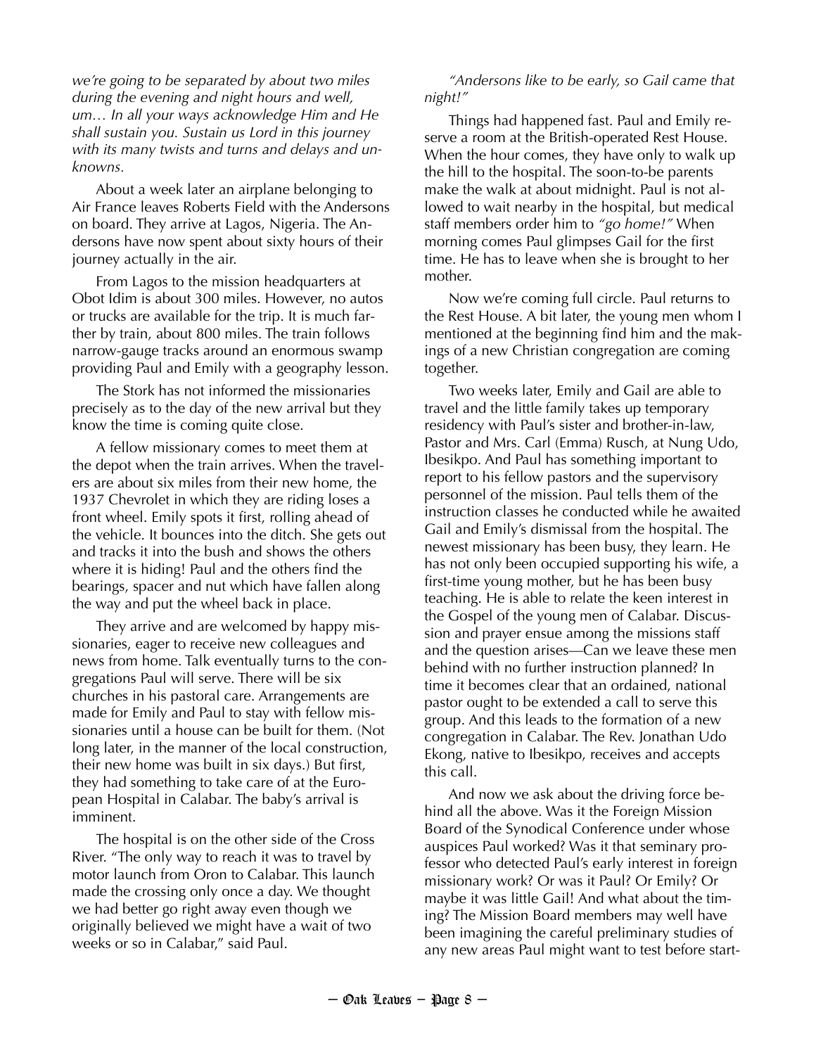*we're going to be separated by about two miles during the evening and night hours and well, um… In all your ways acknowledge Him and He shall sustain you. Sustain us Lord in this journey with its many twists and turns and delays and unknowns.*

About a week later an airplane belonging to Air France leaves Roberts Field with the Andersons on board. They arrive at Lagos, Nigeria. The Andersons have now spent about sixty hours of their journey actually in the air.

From Lagos to the mission headquarters at Obot Idim is about 300 miles. However, no autos or trucks are available for the trip. It is much farther by train, about 800 miles. The train follows narrow-gauge tracks around an enormous swamp providing Paul and Emily with a geography lesson.

The Stork has not informed the missionaries precisely as to the day of the new arrival but they know the time is coming quite close.

A fellow missionary comes to meet them at the depot when the train arrives. When the travelers are about six miles from their new home, the 1937 Chevrolet in which they are riding loses a front wheel. Emily spots it first, rolling ahead of the vehicle. It bounces into the ditch. She gets out and tracks it into the bush and shows the others where it is hiding! Paul and the others find the bearings, spacer and nut which have fallen along the way and put the wheel back in place.

They arrive and are welcomed by happy missionaries, eager to receive new colleagues and news from home. Talk eventually turns to the congregations Paul will serve. There will be six churches in his pastoral care. Arrangements are made for Emily and Paul to stay with fellow missionaries until a house can be built for them. (Not long later, in the manner of the local construction, their new home was built in six days.) But first, they had something to take care of at the European Hospital in Calabar. The baby's arrival is imminent.

The hospital is on the other side of the Cross River. "The only way to reach it was to travel by motor launch from Oron to Calabar. This launch made the crossing only once a day. We thought we had better go right away even though we originally believed we might have a wait of two weeks or so in Calabar," said Paul.

*"Andersons like to be early, so Gail came that night!"*

Things had happened fast. Paul and Emily reserve a room at the British-operated Rest House. When the hour comes, they have only to walk up the hill to the hospital. The soon-to-be parents make the walk at about midnight. Paul is not allowed to wait nearby in the hospital, but medical staff members order him to *"go home!"* When morning comes Paul glimpses Gail for the first time. He has to leave when she is brought to her mother.

Now we're coming full circle. Paul returns to the Rest House. A bit later, the young men whom I mentioned at the beginning find him and the makings of a new Christian congregation are coming together.

Two weeks later, Emily and Gail are able to travel and the little family takes up temporary residency with Paul's sister and brother-in-law, Pastor and Mrs. Carl (Emma) Rusch, at Nung Udo, Ibesikpo. And Paul has something important to report to his fellow pastors and the supervisory personnel of the mission. Paul tells them of the instruction classes he conducted while he awaited Gail and Emily's dismissal from the hospital. The newest missionary has been busy, they learn. He has not only been occupied supporting his wife, a first-time young mother, but he has been busy teaching. He is able to relate the keen interest in the Gospel of the young men of Calabar. Discussion and prayer ensue among the missions staff and the question arises—Can we leave these men behind with no further instruction planned? In time it becomes clear that an ordained, national pastor ought to be extended a call to serve this group. And this leads to the formation of a new congregation in Calabar. The Rev. Jonathan Udo Ekong, native to Ibesikpo, receives and accepts this call.

And now we ask about the driving force behind all the above. Was it the Foreign Mission Board of the Synodical Conference under whose auspices Paul worked? Was it that seminary professor who detected Paul's early interest in foreign missionary work? Or was it Paul? Or Emily? Or maybe it was little Gail! And what about the timing? The Mission Board members may well have been imagining the careful preliminary studies of any new areas Paul might want to test before start-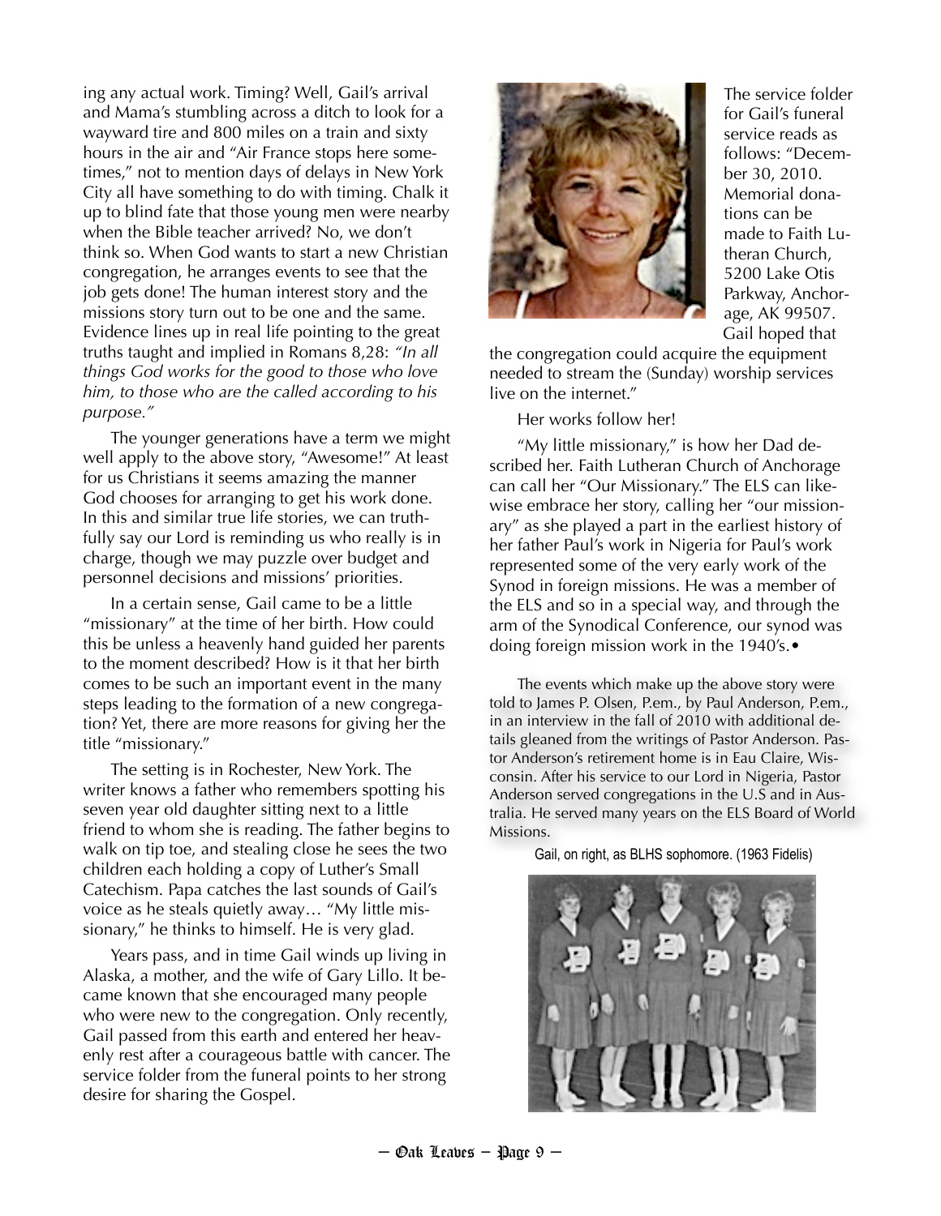ing any actual work. Timing? Well, Gail's arrival and Mama's stumbling across a ditch to look for a wayward tire and 800 miles on a train and sixty hours in the air and "Air France stops here sometimes," not to mention days of delays in New York City all have something to do with timing. Chalk it up to blind fate that those young men were nearby when the Bible teacher arrived? No, we don't think so. When God wants to start a new Christian congregation, he arranges events to see that the job gets done! The human interest story and the missions story turn out to be one and the same. Evidence lines up in real life pointing to the great truths taught and implied in Romans 8,28: *"In all things God works for the good to those who love him, to those who are the called according to his purpose."*

The younger generations have a term we might well apply to the above story, "Awesome!" At least for us Christians it seems amazing the manner God chooses for arranging to get his work done. In this and similar true life stories, we can truthfully say our Lord is reminding us who really is in charge, though we may puzzle over budget and personnel decisions and missions' priorities.

In a certain sense, Gail came to be a little "missionary" at the time of her birth. How could this be unless a heavenly hand guided her parents to the moment described? How is it that her birth comes to be such an important event in the many steps leading to the formation of a new congregation? Yet, there are more reasons for giving her the title "missionary."

The setting is in Rochester, New York. The writer knows a father who remembers spotting his seven year old daughter sitting next to a little friend to whom she is reading. The father begins to walk on tip toe, and stealing close he sees the two children each holding a copy of Luther's Small Catechism. Papa catches the last sounds of Gail's voice as he steals quietly away… "My little missionary," he thinks to himself. He is very glad.

Years pass, and in time Gail winds up living in Alaska, a mother, and the wife of Gary Lillo. It became known that she encouraged many people who were new to the congregation. Only recently, Gail passed from this earth and entered her heavenly rest after a courageous battle with cancer. The service folder from the funeral points to her strong desire for sharing the Gospel.

The service folder for Gail's funeral service reads as follows: "December 30, 2010. Memorial donations can be made to Faith Lutheran Church, 5200 Lake Otis Parkway, Anchorage, AK 99507. Gail hoped that the congregation could acquire the equipment needed to stream the (Sunday) worship services live on the internet."

Her works follow her!

"My little missionary," is how her Dad described her. Faith Lutheran Church of Anchorage can call her "Our Missionary." The ELS can likewise embrace her story, calling her "our missionary" as she played a part in the earliest history of her father Paul's work in Nigeria for Paul's work represented some of the very early work of the Synod in foreign missions. He was a member of the ELS and so in a special way, and through the arm of the Synodical Conference, our synod was doing foreign mission work in the 1940's.•

The events which make up the above story were told to James P. Olsen, P.em., by Paul Anderson, P.em., in an interview in the fall of 2010 with additional details gleaned from the writings of Pastor Anderson. Pastor Anderson's retirement home is in Eau Claire, Wisconsin. After his service to our Lord in Nigeria, Pastor Anderson served congregations in the U.S and in Australia. He served many years on the ELS Board of World Missions.

Gail, on right, as BLHS sophomore. (1963 Fidelis)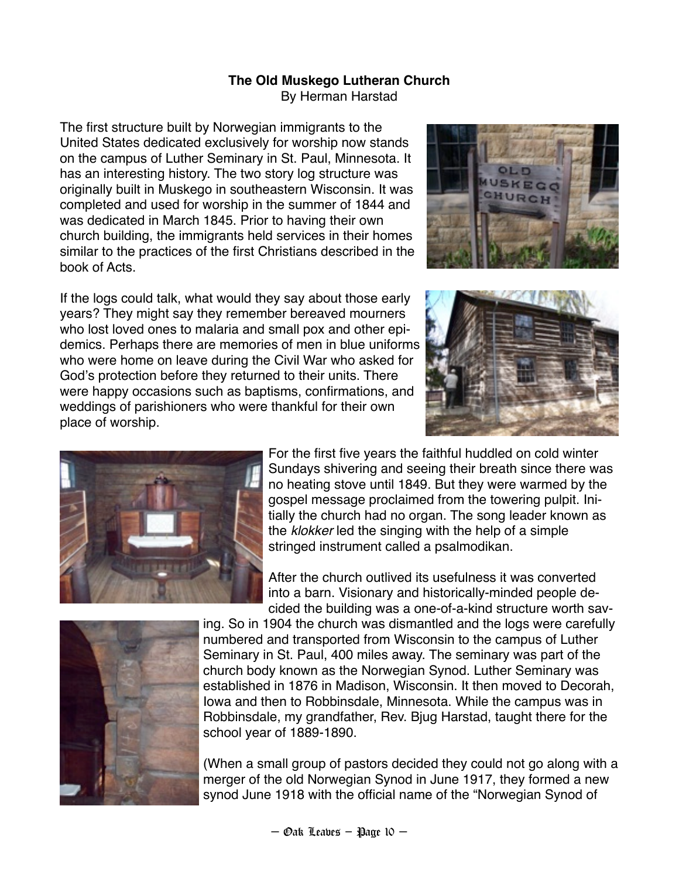**The Old Muskego Lutheran Church**

By Herman Harstad

The first structure built by Norwegian immigrants to the United States dedicated exclusively for worship now stands on the campus of Luther Seminary in St. Paul, Minnesota. It has an interesting history. The two story log structure was originally built in Muskego in southeastern Wisconsin. It was completed and used for worship in the summer of 1844 and was dedicated in March 1845. Prior to having their own church building, the immigrants held services in their homes similar to the practices of the first Christians described in the book of Acts.

If the logs could talk, what would they say about those early years? They might say they remember bereaved mourners who lost loved ones to malaria and small pox and other epidemics. Perhaps there are memories of men in blue uniforms who were home on leave during the Civil War who asked for God's protection before they returned to their units. There were happy occasions such as baptisms, confirmations, and weddings of parishioners who were thankful for their own place of worship.

For the first five years the faithful huddled on cold winter Sundays shivering and seeing their breath since there was no heating stove until 1849. But they were warmed by the gospel message proclaimed from the towering pulpit. Initially the church had no organ. The song leader known as the *klokker* led the singing with the help of a simple stringed instrument called a psalmodikan.

After the church outlived its usefulness it was converted into a barn. Visionary and historically-minded people decided the building was a one-of-a-kind structure worth saving. So in 1904 the church was dismantled and the logs were carefully numbered and transported from Wisconsin to the campus of Luther Seminary in St. Paul, 400 miles away. The seminary was part of the church body known as the Norwegian Synod. Luther Seminary was established in 1876 in Madison, Wisconsin. It then moved to Decorah, Iowa and then to Robbinsdale, Minnesota. While the campus was in Robbinsdale, my grandfather, Rev. Bjug Harstad, taught there for the school year of 1889-1890.

(When a small group of pastors decided they could not go along with a merger of the old Norwegian Synod in June 1917, they formed a new synod June 1918 with the official name of the "Norwegian Synod of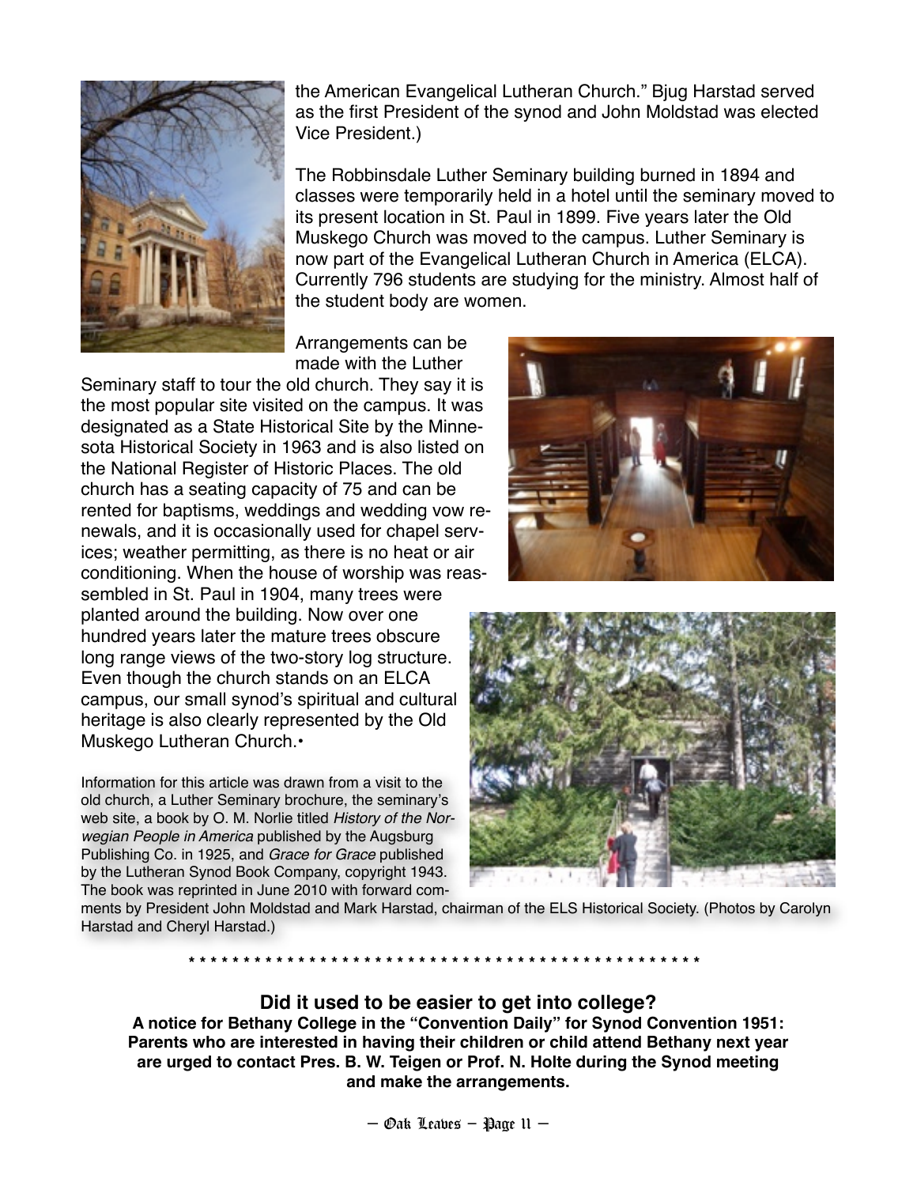the American Evangelical Lutheran Church." Bjug Harstad served as the first President of the synod and John Moldstad was elected Vice President.)

The Robbinsdale Luther Seminary building burned in 1894 and classes were temporarily held in a hotel until the seminary moved to its present location in St. Paul in 1899. Five years later the Old Muskego Church was moved to the campus. Luther Seminary is now part of the Evangelical Lutheran Church in America (ELCA). Currently 796 students are studying for the ministry. Almost half of the student body are women.

Arrangements can be made with the Luther Seminary staff to tour the old church. They say it is the most popular site visited on the campus. It was designated as a State Historical Site by the Minnesota Historical Society in 1963 and is also listed on the National Register of Historic Places. The old church has a seating capacity of 75 and can be rented for baptisms, weddings and wedding vow renewals, and it is occasionally used for chapel services; weather permitting, as there is no heat or air conditioning. When the house of worship was reassembled in St. Paul in 1904, many trees were planted around the building. Now over one hundred years later the mature trees obscure long range views of the two-story log structure. Even though the church stands on an ELCA campus, our small synod's spiritual and cultural heritage is also clearly represented by the Old Muskego Lutheran Church.•

Information for this article was drawn from a visit to the old church, a Luther Seminary brochure, the seminary's web site, a book by O. M. Norlie titled *History of the Norwegian People in America* published by the Augsburg Publishing Co. in 1925, and *Grace for Grace* published by the Lutheran Synod Book Company, copyright 1943. The book was reprinted in June 2010 with forward comments by President John Moldstad and Mark Harstad, chairman of the ELS Historical Society. (Photos by Carolyn Harstad and Cheryl Harstad.)

\* \* \* \* \* \* \* \* \* \* \* \* \* \* \* \* \* \* \* \* \* \* \* \* \* \* \* \* \* \* \* \* \* \* \* \* \* \* \* \* \* \* \* \* \* \* \* \* \*

**Did it used to be easier to get into college?**

**A notice for Bethany College in the "Convention Daily" for Synod Convention 1951: Parents who are interested in having their children or child attend Bethany next year are urged to contact Pres. B. W. Teigen or Prof. N. Holte during the Synod meeting and make the arrangements.**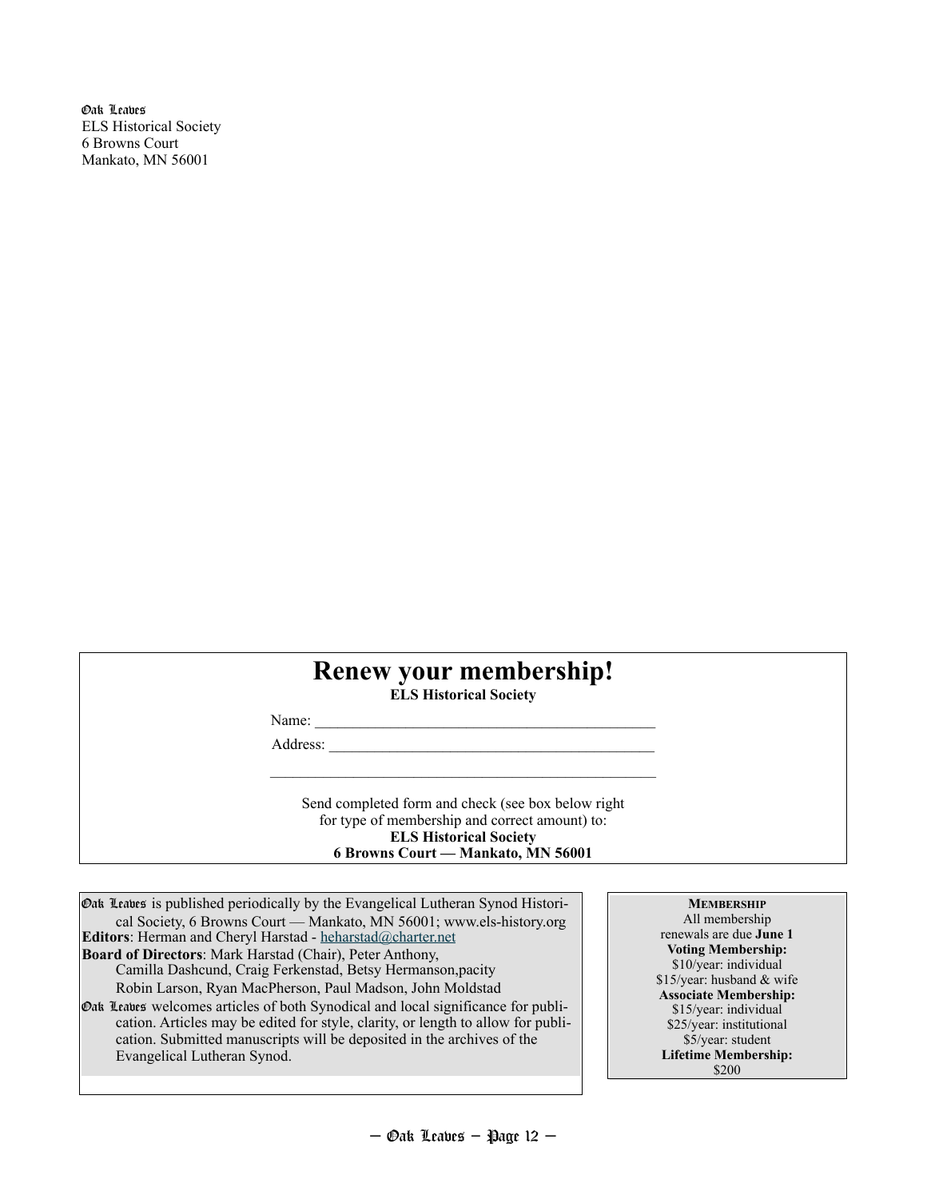Oak Leaves
ELS Historical Society
6 Browns Court
Mankato, MN 56001

# Renew your membership!

**ELS Historical Society**

Name: ____________________________________________

Address: __________________________________________

__________________________________________________

Send completed form and check (see box below right for type of membership and correct amount) to:
**ELS Historical Society**
**6 Browns Court — Mankato, MN 56001**

Oak Leaves is published periodically by the Evangelical Lutheran Synod Historical Society, 6 Browns Court — Mankato, MN 56001; www.els-history.org
**Editors**: Herman and Cheryl Harstad - heharstad@charter.net
**Board of Directors**: Mark Harstad (Chair), Peter Anthony, Camilla Dashcund, Craig Ferkenstad, Betsy Hermanson,pacity Robin Larson, Ryan MacPherson, Paul Madson, John Moldstad
Oak Leaves welcomes articles of both Synodical and local significance for publication. Articles may be edited for style, clarity, or length to allow for publication. Submitted manuscripts will be deposited in the archives of the Evangelical Lutheran Synod.

**MEMBERSHIP**
All membership renewals are due **June 1**
**Voting Membership:**
$10/year: individual
$15/year: husband & wife
**Associate Membership:**
$15/year: individual
$25/year: institutional
$5/year: student
**Lifetime Membership:**
$200